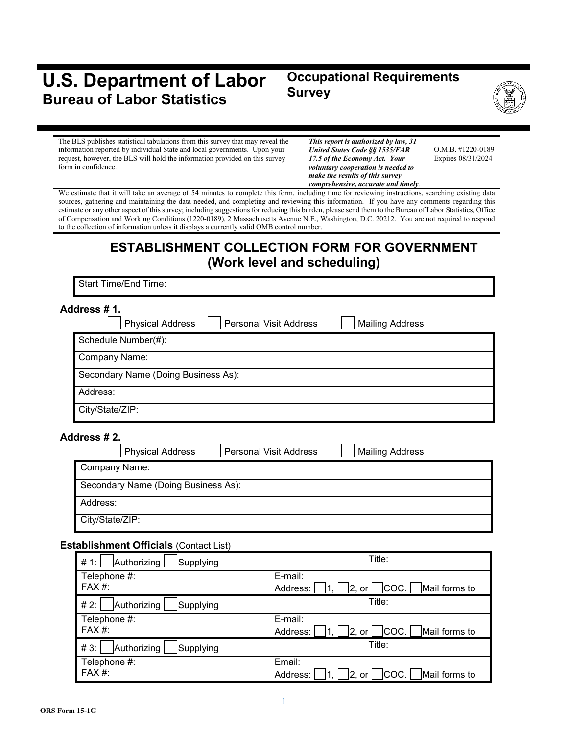# U.S. Department of Labor
## Bureau of Labor Statistics

## Occupational Requirements Survey

| The BLS publishes statistical tabulations from this survey that may reveal the information reported by individual State and local governments. Upon your request, however, the BLS will hold the information provided on this survey form in confidence. | ***This report is authorized by law, 31 United States Code §§ 1535/FAR 17.5 of the Economy Act. Your voluntary cooperation is needed to make the results of this survey comprehensive, accurate and timely*.** | O.M.B. #1220-0189 Expires 08/31/2024 |
|---|---|---|

We estimate that it will take an average of 54 minutes to complete this form, including time for reviewing instructions, searching existing data sources, gathering and maintaining the data needed, and completing and reviewing this information. If you have any comments regarding this estimate or any other aspect of this survey; including suggestions for reducing this burden, please send them to the Bureau of Labor Statistics, Office of Compensation and Working Conditions (1220-0189), 2 Massachusetts Avenue N.E., Washington, D.C. 20212. You are not required to respond to the collection of information unless it displays a currently valid OMB control number.

# ESTABLISHMENT COLLECTION FORM FOR GOVERNMENT
## (Work level and scheduling)

| Start Time/End Time: |
|---|

**Address # 1.**

☐ Physical Address ☐ Personal Visit Address ☐ Mailing Address

| Schedule Number(#): |
|---|
| Company Name: |
| Secondary Name (Doing Business As): |
| Address: |
| City/State/ZIP: |

**Address # 2.**

☐ Physical Address ☐ Personal Visit Address ☐ Mailing Address

| Company Name: |
|---|
| Secondary Name (Doing Business As): |
| Address: |
| City/State/ZIP: |

**Establishment Officials** (Contact List)

| # 1: ☐ Authorizing ☐ Supplying | Title: |
|---|---|
| Telephone #:<br>FAX #: | E-mail:<br>Address: ☐ 1, ☐ 2, or ☐ COC. ☐ Mail forms to |
| # 2: ☐ Authorizing ☐ Supplying | Title: |
| Telephone #:<br>FAX #: | E-mail:<br>Address: ☐ 1, ☐ 2, or ☐ COC. ☐ Mail forms to |
| # 3: ☐ Authorizing ☐ Supplying | Title: |
| Telephone #:<br>FAX #: | Email:<br>Address: ☐ 1, ☐ 2, or ☐ COC. ☐ Mail forms to |

ORS Form 15-1G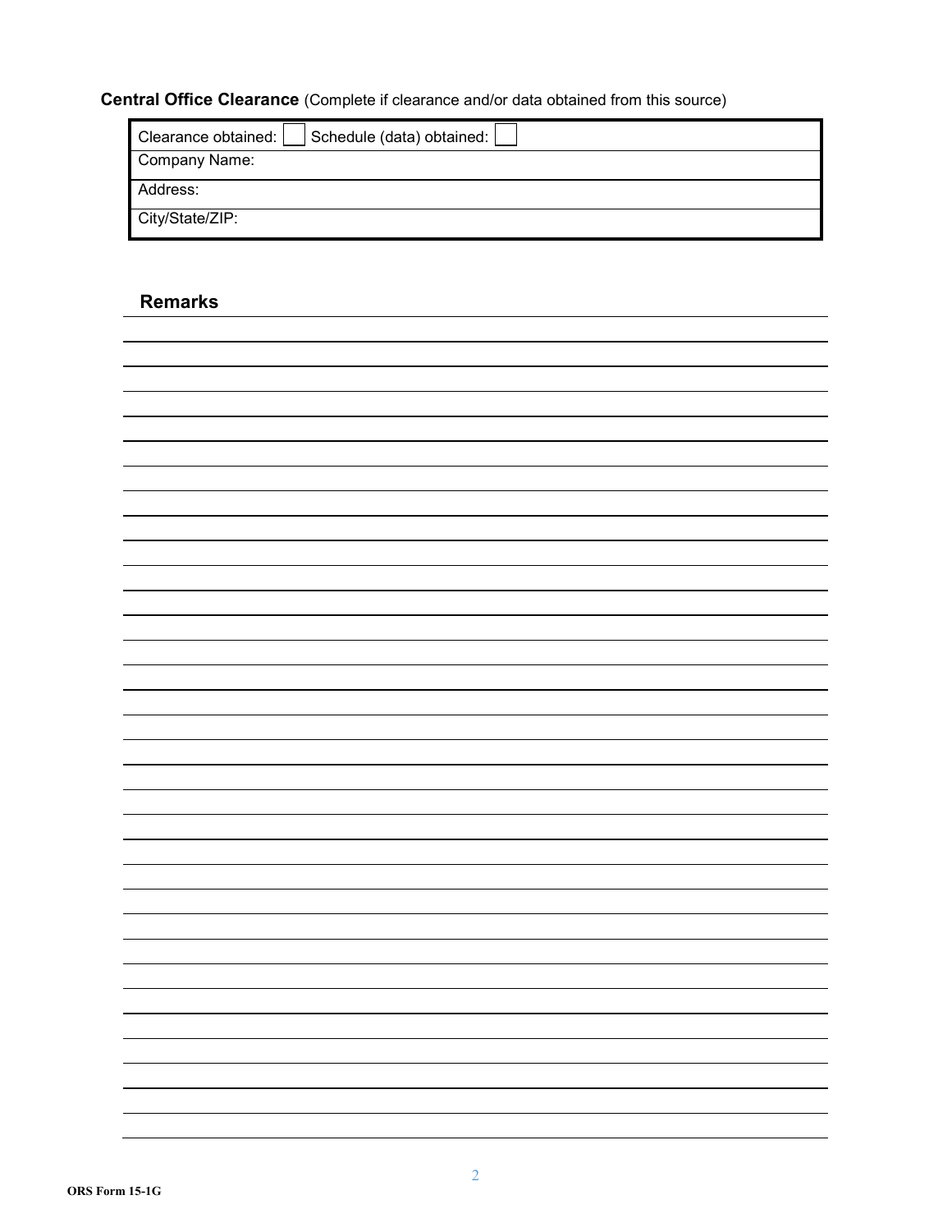**Central Office Clearance** (Complete if clearance and/or data obtained from this source)

| Clearance obtained: ☐ Schedule (data) obtained: ☐ |
|---|
| Company Name: |
| Address: |
| City/State/ZIP: |

## Remarks

ORS Form 15-1G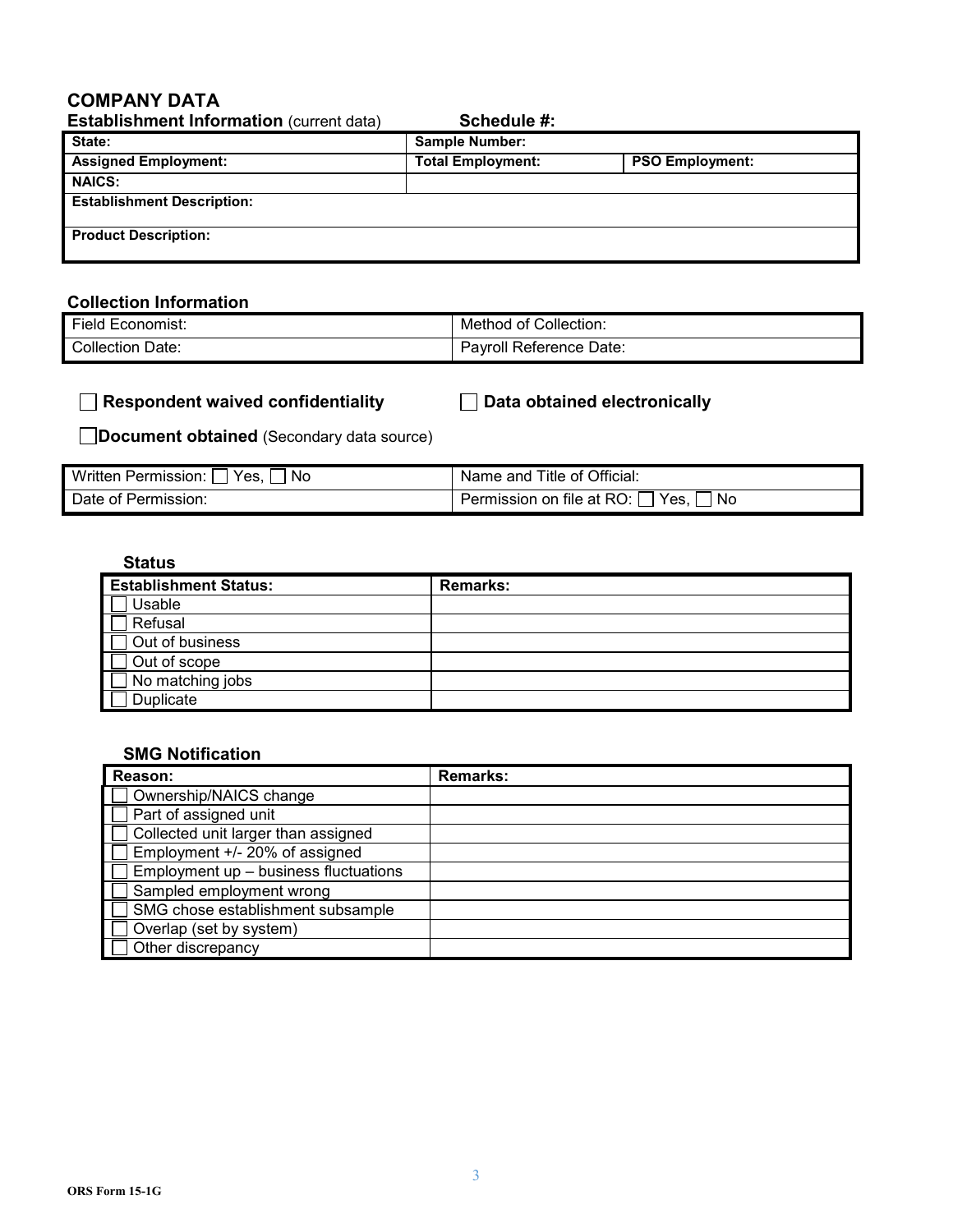## COMPANY DATA

**Establishment Information** (current data) **Schedule #:**

| **State:** | **Sample Number:** | |
|---|---|---|
| **Assigned Employment:** | **Total Employment:** | **PSO Employment:** |
| **NAICS:** | | |
| **Establishment Description:** | | |
| **Product Description:** | | |

### Collection Information

| Field Economist: | Method of Collection: |
|---|---|
| Collection Date: | Payroll Reference Date: |

☐ **Respondent waived confidentiality** ☐ **Data obtained electronically**

☐ **Document obtained** (Secondary data source)

| Written Permission: ☐ Yes, ☐ No | Name and Title of Official: |
|---|---|
| Date of Permission: | Permission on file at RO: ☐ Yes, ☐ No |

### Status

| **Establishment Status:** | **Remarks:** |
|---|---|
| ☐ Usable | |
| ☐ Refusal | |
| ☐ Out of business | |
| ☐ Out of scope | |
| ☐ No matching jobs | |
| ☐ Duplicate | |

### SMG Notification

| **Reason:** | **Remarks:** |
|---|---|
| ☐ Ownership/NAICS change | |
| ☐ Part of assigned unit | |
| ☐ Collected unit larger than assigned | |
| ☐ Employment +/- 20% of assigned | |
| ☐ Employment up – business fluctuations | |
| ☐ Sampled employment wrong | |
| ☐ SMG chose establishment subsample | |
| ☐ Overlap (set by system) | |
| ☐ Other discrepancy | |

ORS Form 15-1G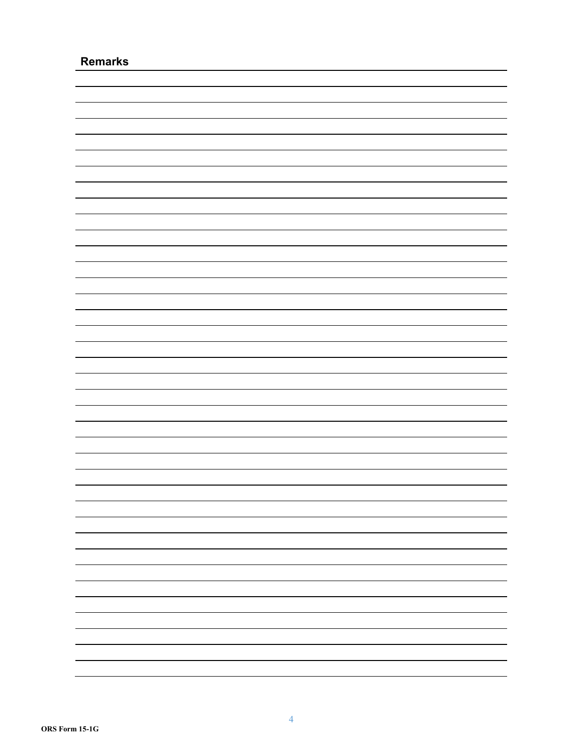## Remarks

ORS Form 15-1G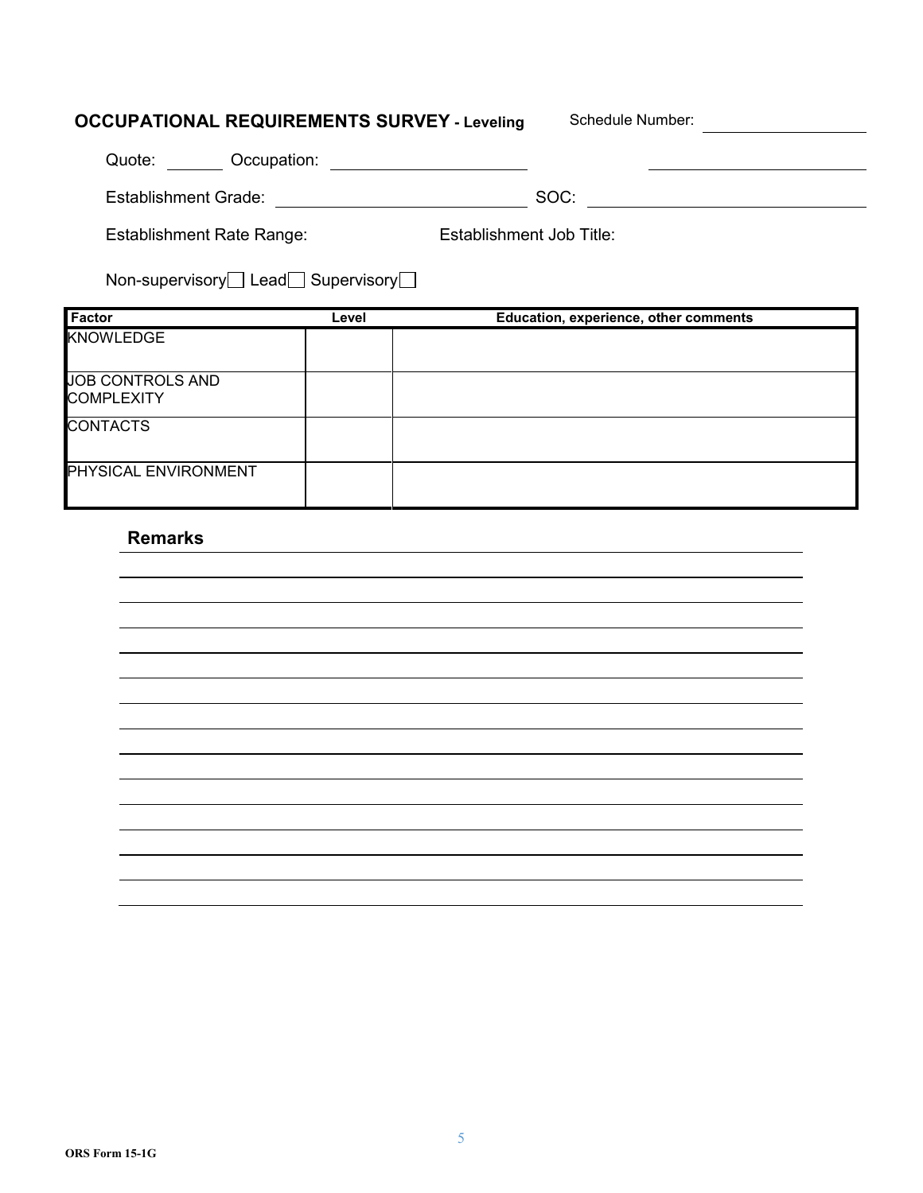**OCCUPATIONAL REQUIREMENTS SURVEY - Leveling** Schedule Number: ____________

Quote: ______ Occupation: ____________________ ____________________

Establishment Grade: ____________________ SOC: ____________________

Establishment Rate Range: Establishment Job Title:

Non-supervisory ☐ Lead ☐ Supervisory ☐

| Factor | Level | Education, experience, other comments |
|---|---|---|
| KNOWLEDGE | | |
| JOB CONTROLS AND COMPLEXITY | | |
| CONTACTS | | |
| PHYSICAL ENVIRONMENT | | |

**Remarks**

ORS Form 15-1G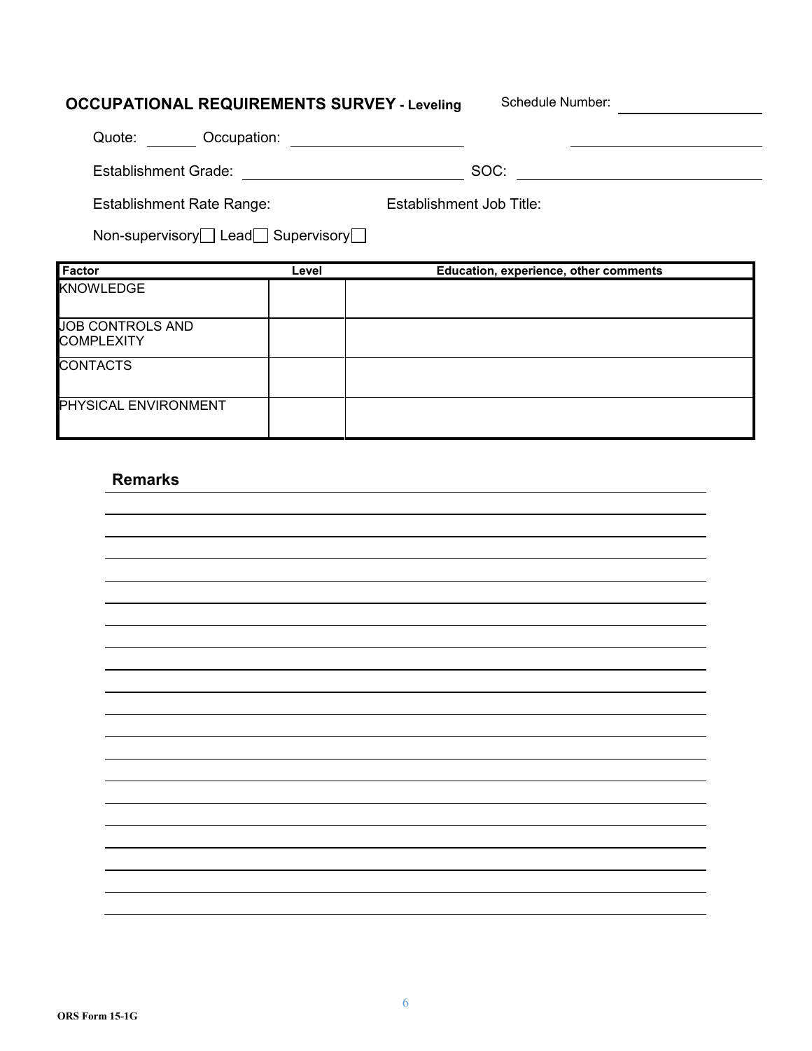**OCCUPATIONAL REQUIREMENTS SURVEY - Leveling** Schedule Number: ______________

Quote: ______ Occupation: ______________________ ______________________

Establishment Grade: ______________________ SOC: ______________________

Establishment Rate Range: Establishment Job Title:

Non-supervisory☐ Lead☐ Supervisory☐

| Factor | Level | Education, experience, other comments |
|---|---|---|
| KNOWLEDGE | | |
| JOB CONTROLS AND COMPLEXITY | | |
| CONTACTS | | |
| PHYSICAL ENVIRONMENT | | |

**Remarks**

ORS Form 15-1G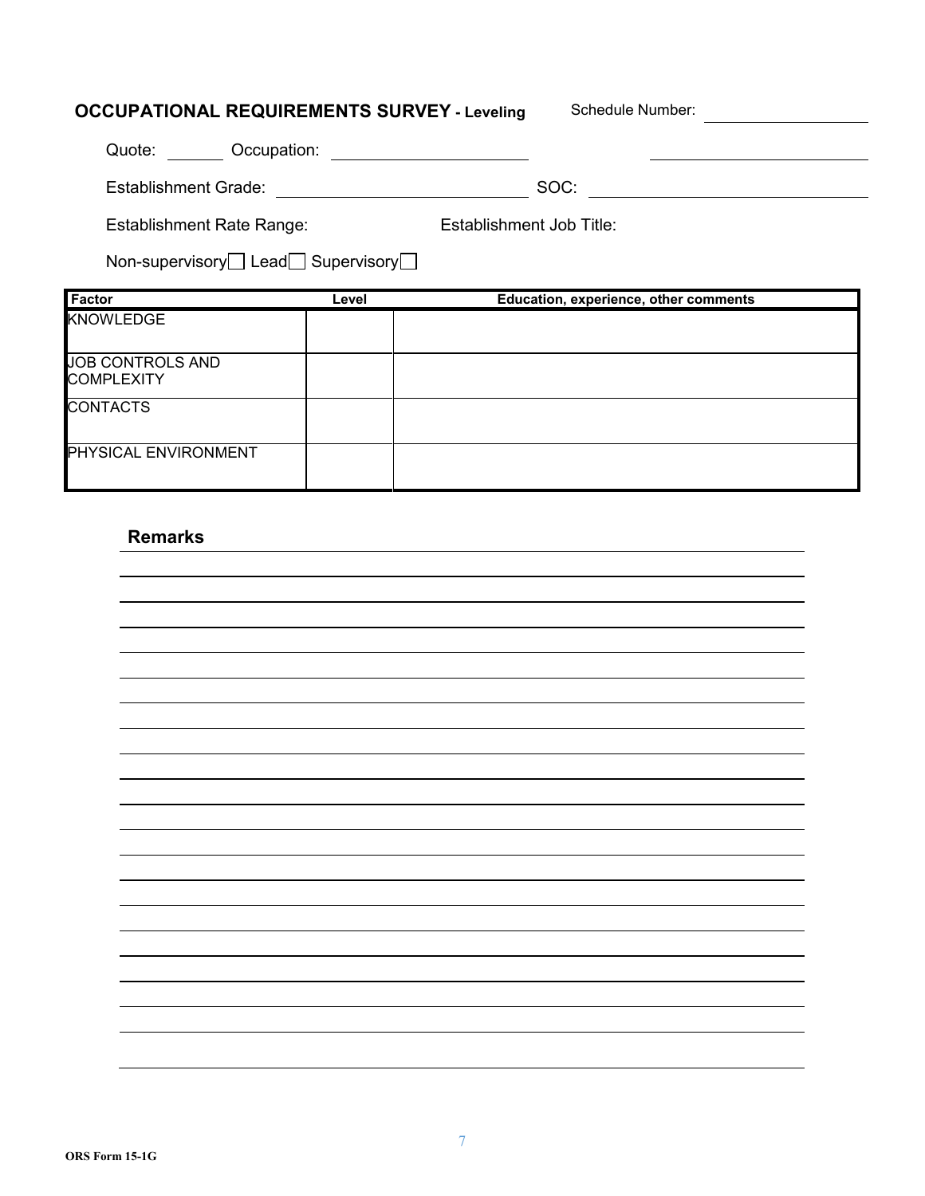## OCCUPATIONAL REQUIREMENTS SURVEY - Leveling

Schedule Number: ____________

Quote: ______ Occupation: ____________________ ____________________

Establishment Grade: ____________________ SOC: ____________________

Establishment Rate Range: Establishment Job Title:

Non-supervisory ☐ Lead ☐ Supervisory ☐

| Factor | Level | Education, experience, other comments |
|---|---|---|
| KNOWLEDGE | | |
| JOB CONTROLS AND COMPLEXITY | | |
| CONTACTS | | |
| PHYSICAL ENVIRONMENT | | |

### Remarks

ORS Form 15-1G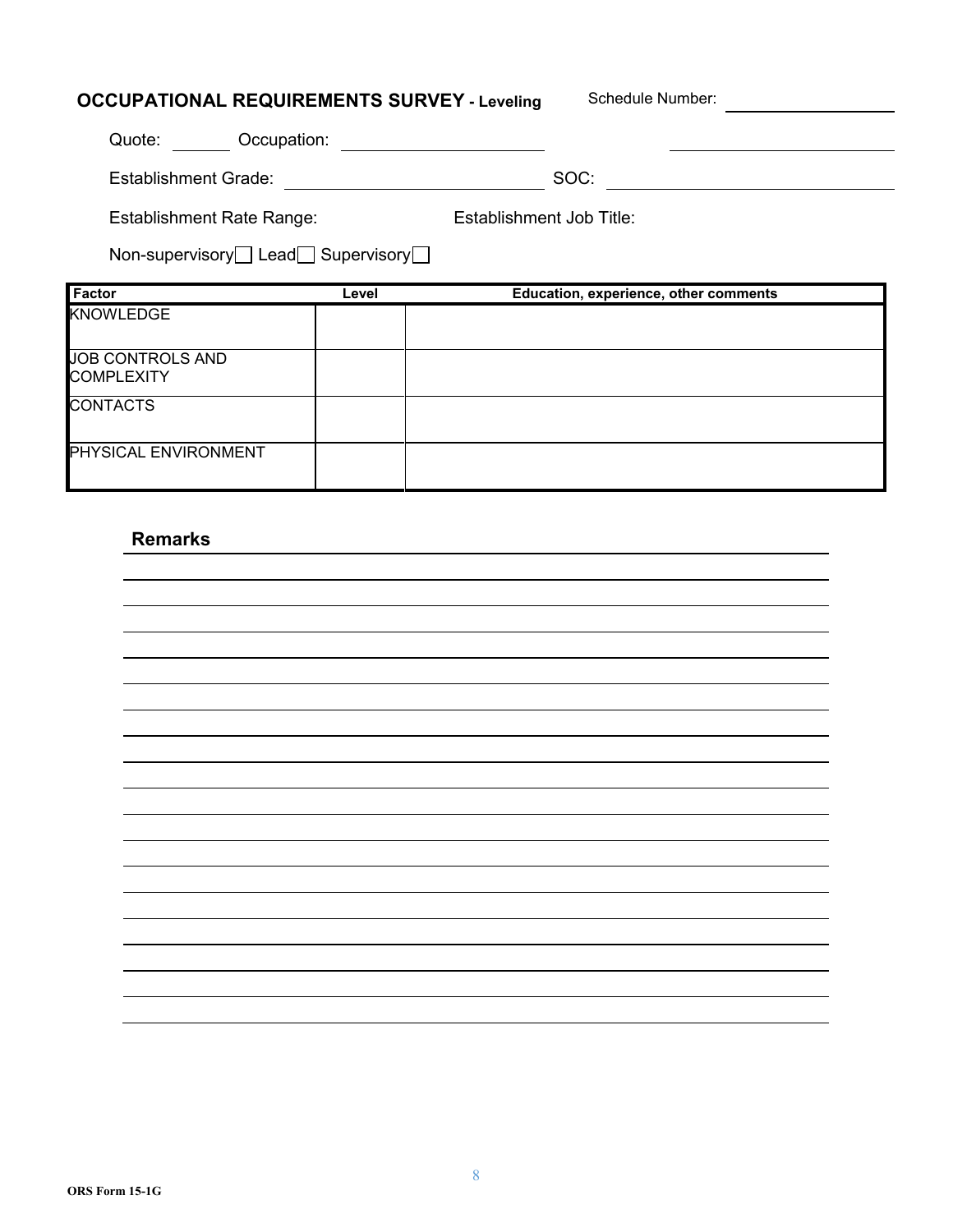**OCCUPATIONAL REQUIREMENTS SURVEY - Leveling** Schedule Number: ______________

Quote: ______ Occupation: ____________________ ____________________

Establishment Grade: ____________________ SOC: ____________________

Establishment Rate Range: Establishment Job Title:

Non-supervisory ☐ Lead ☐ Supervisory ☐

| Factor | Level | Education, experience, other comments |
|---|---|---|
| KNOWLEDGE | | |
| JOB CONTROLS AND COMPLEXITY | | |
| CONTACTS | | |
| PHYSICAL ENVIRONMENT | | |

**Remarks**

ORS Form 15-1G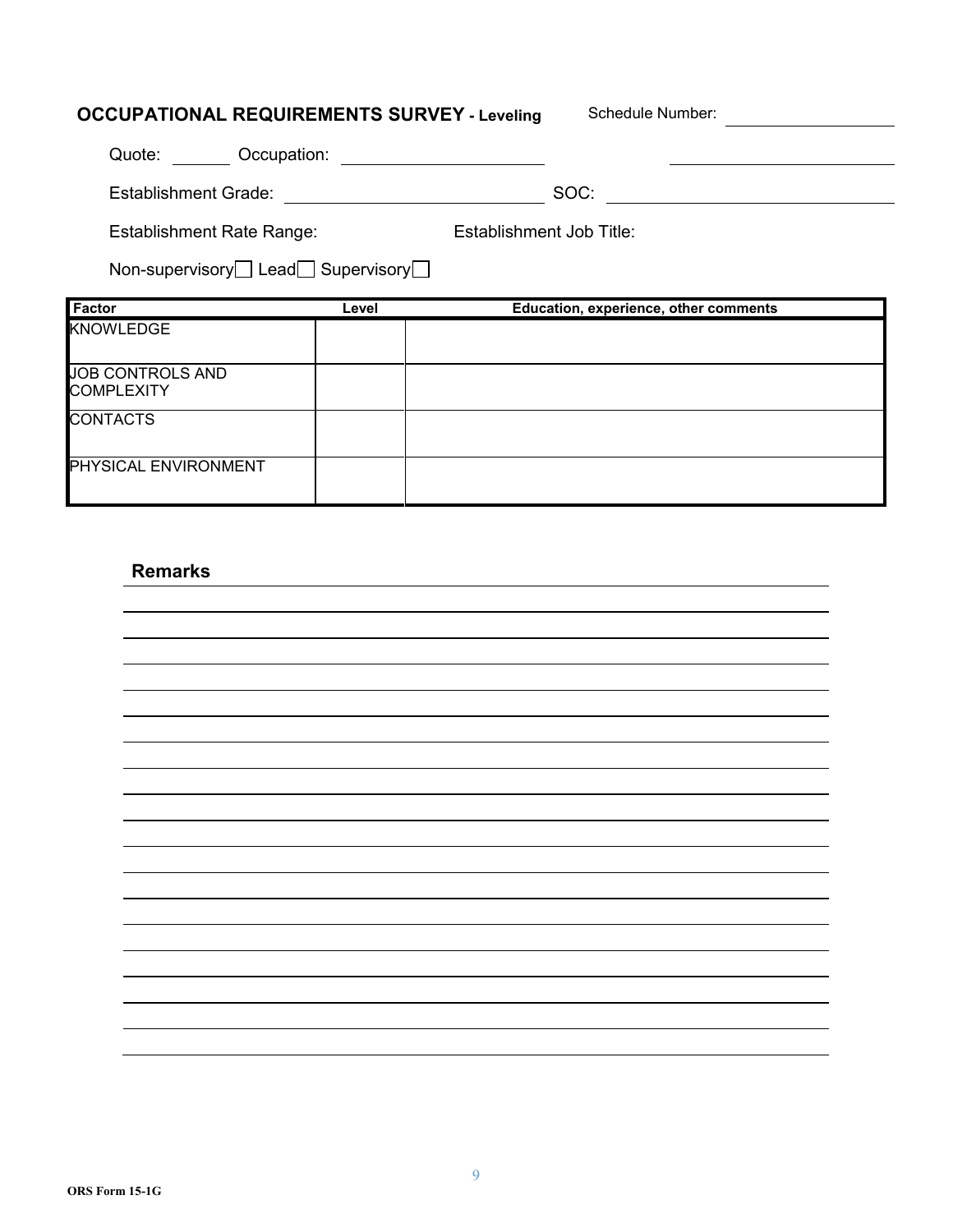## OCCUPATIONAL REQUIREMENTS SURVEY - Leveling

Schedule Number: ____________

Quote: ______ Occupation: ____________________ ____________________

Establishment Grade: ____________________ SOC: ____________________

Establishment Rate Range: Establishment Job Title:

Non-supervisory ☐ Lead ☐ Supervisory ☐

| Factor | Level | Education, experience, other comments |
|---|---|---|
| KNOWLEDGE | | |
| JOB CONTROLS AND COMPLEXITY | | |
| CONTACTS | | |
| PHYSICAL ENVIRONMENT | | |

**Remarks**

ORS Form 15-1G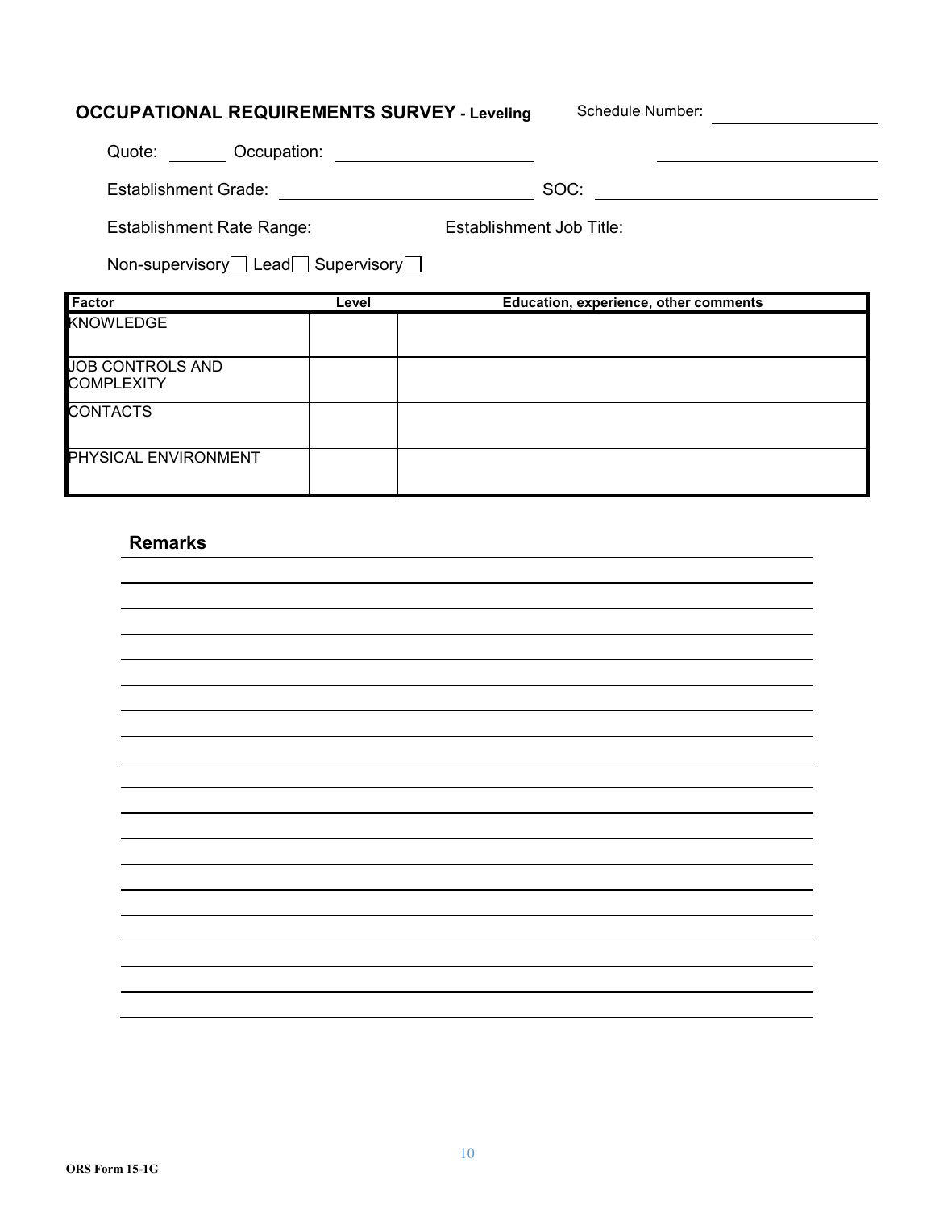## OCCUPATIONAL REQUIREMENTS SURVEY - Leveling

Schedule Number: ____________

Quote: ______ Occupation: ____________________ ____________________

Establishment Grade: ____________________ SOC: ____________________

Establishment Rate Range: Establishment Job Title:

Non-supervisory ☐ Lead ☐ Supervisory ☐

| Factor | Level | Education, experience, other comments |
|---|---|---|
| KNOWLEDGE | | |
| JOB CONTROLS AND COMPLEXITY | | |
| CONTACTS | | |
| PHYSICAL ENVIRONMENT | | |

### Remarks

______________________________________________________________________

______________________________________________________________________

______________________________________________________________________

______________________________________________________________________

______________________________________________________________________

______________________________________________________________________

______________________________________________________________________

______________________________________________________________________

______________________________________________________________________

______________________________________________________________________

______________________________________________________________________

______________________________________________________________________

______________________________________________________________________

______________________________________________________________________

______________________________________________________________________

______________________________________________________________________

______________________________________________________________________

______________________________________________________________________

ORS Form 15-1G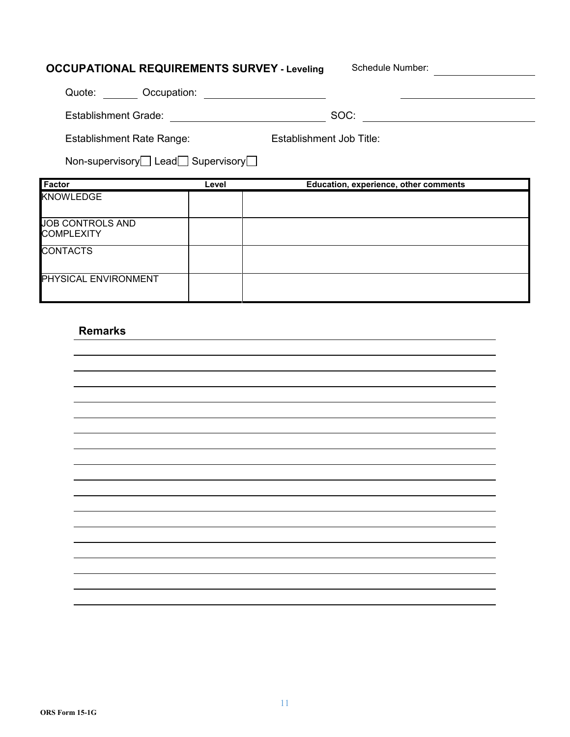**OCCUPATIONAL REQUIREMENTS SURVEY - Leveling** Schedule Number: ____________

Quote: ______ Occupation: ____________________ ____________________

Establishment Grade: ____________________ SOC: ____________________

Establishment Rate Range: Establishment Job Title:

Non-supervisory ☐ Lead ☐ Supervisory ☐

| Factor | Level | Education, experience, other comments |
|---|---|---|
| KNOWLEDGE | | |
| JOB CONTROLS AND COMPLEXITY | | |
| CONTACTS | | |
| PHYSICAL ENVIRONMENT | | |

**Remarks**

ORS Form 15-1G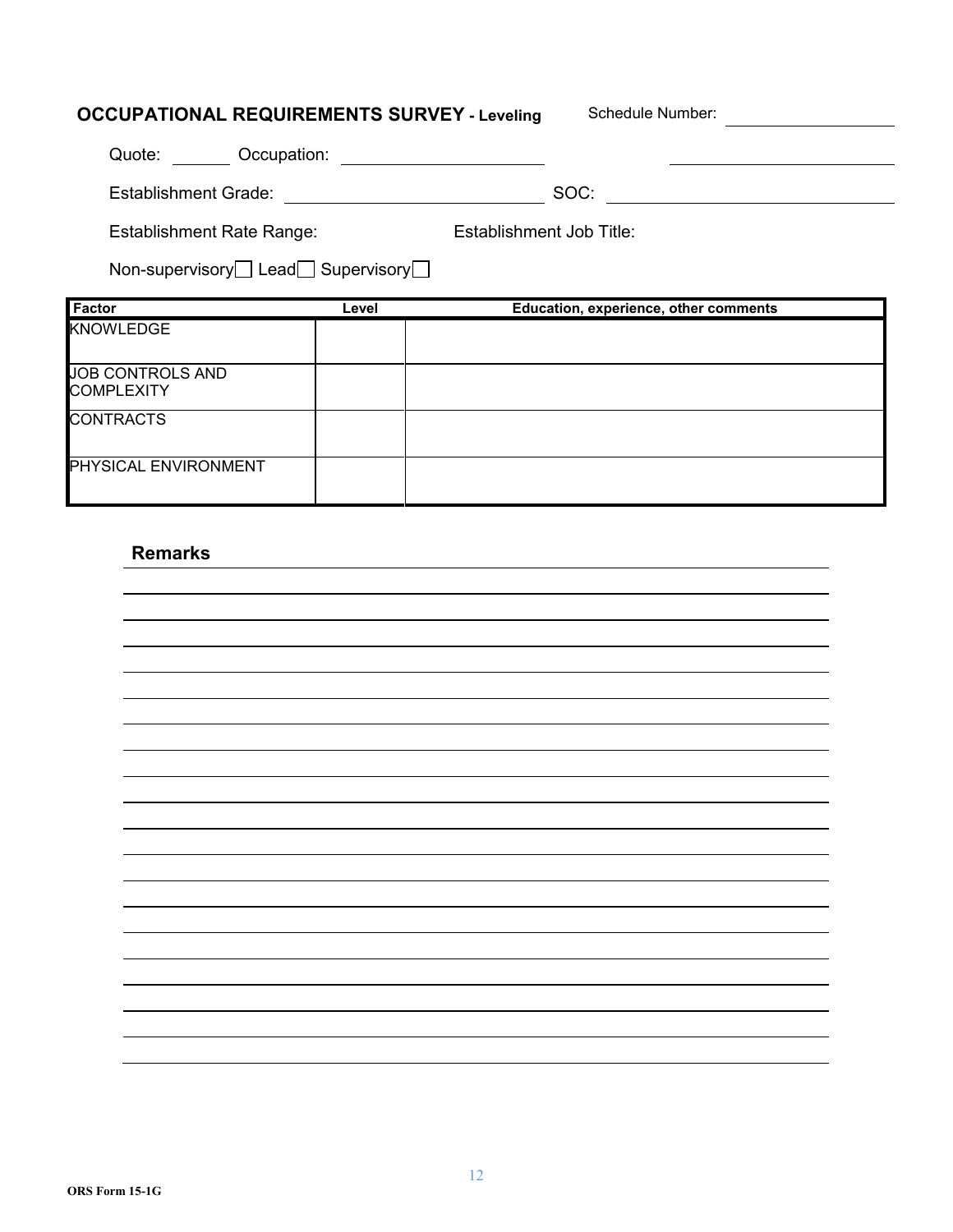## OCCUPATIONAL REQUIREMENTS SURVEY - Leveling

Schedule Number: ______________

Quote: ______ Occupation: ____________________ ____________________

Establishment Grade: ____________________ SOC: ____________________

Establishment Rate Range: Establishment Job Title:

Non-supervisory ☐ Lead ☐ Supervisory ☐

| Factor | Level | Education, experience, other comments |
|---|---|---|
| KNOWLEDGE | | |
| JOB CONTROLS AND COMPLEXITY | | |
| CONTRACTS | | |
| PHYSICAL ENVIRONMENT | | |

### Remarks

ORS Form 15-1G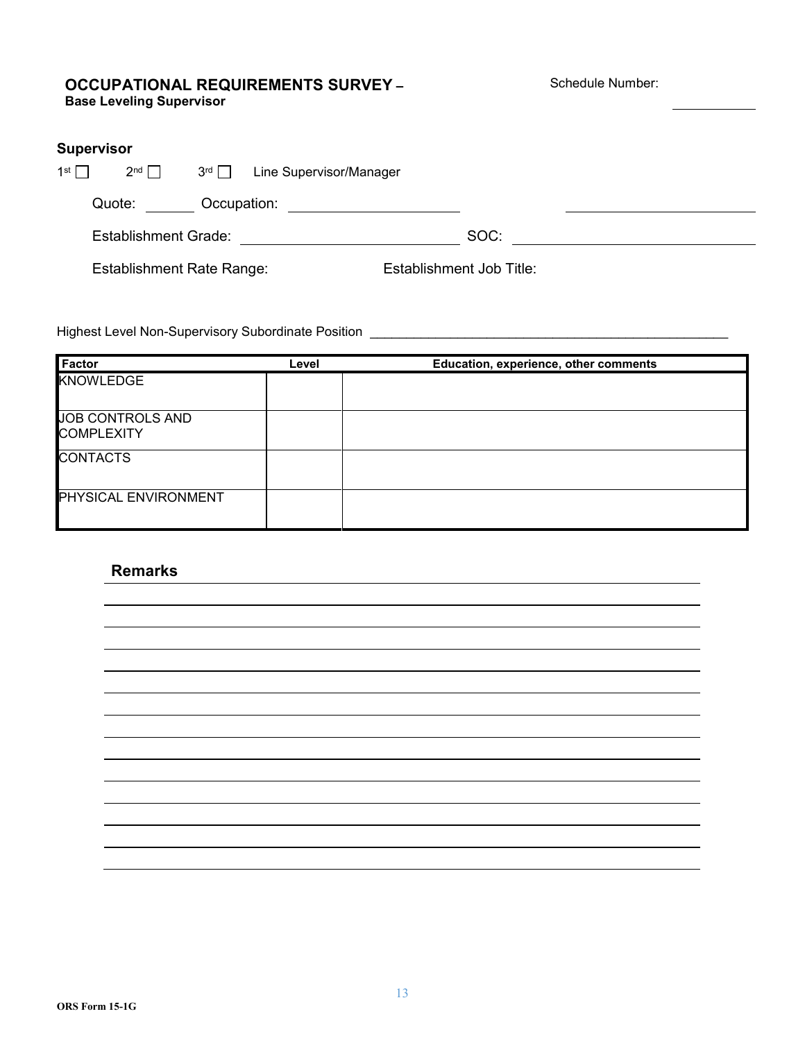## OCCUPATIONAL REQUIREMENTS SURVEY –

**Base Leveling Supervisor**

Schedule Number: ___________

### Supervisor

1st ☐ 2nd ☐ 3rd ☐ Line Supervisor/Manager

Quote: ______ Occupation: ____________________ ____________________

Establishment Grade: ____________________ SOC: ____________________

Establishment Rate Range: Establishment Job Title:

Highest Level Non-Supervisory Subordinate Position ____________________________________________________

| Factor | Level | Education, experience, other comments |
|---|---|---|
| KNOWLEDGE | | |
| JOB CONTROLS AND COMPLEXITY | | |
| CONTACTS | | |
| PHYSICAL ENVIRONMENT | | |

### Remarks

ORS Form 15-1G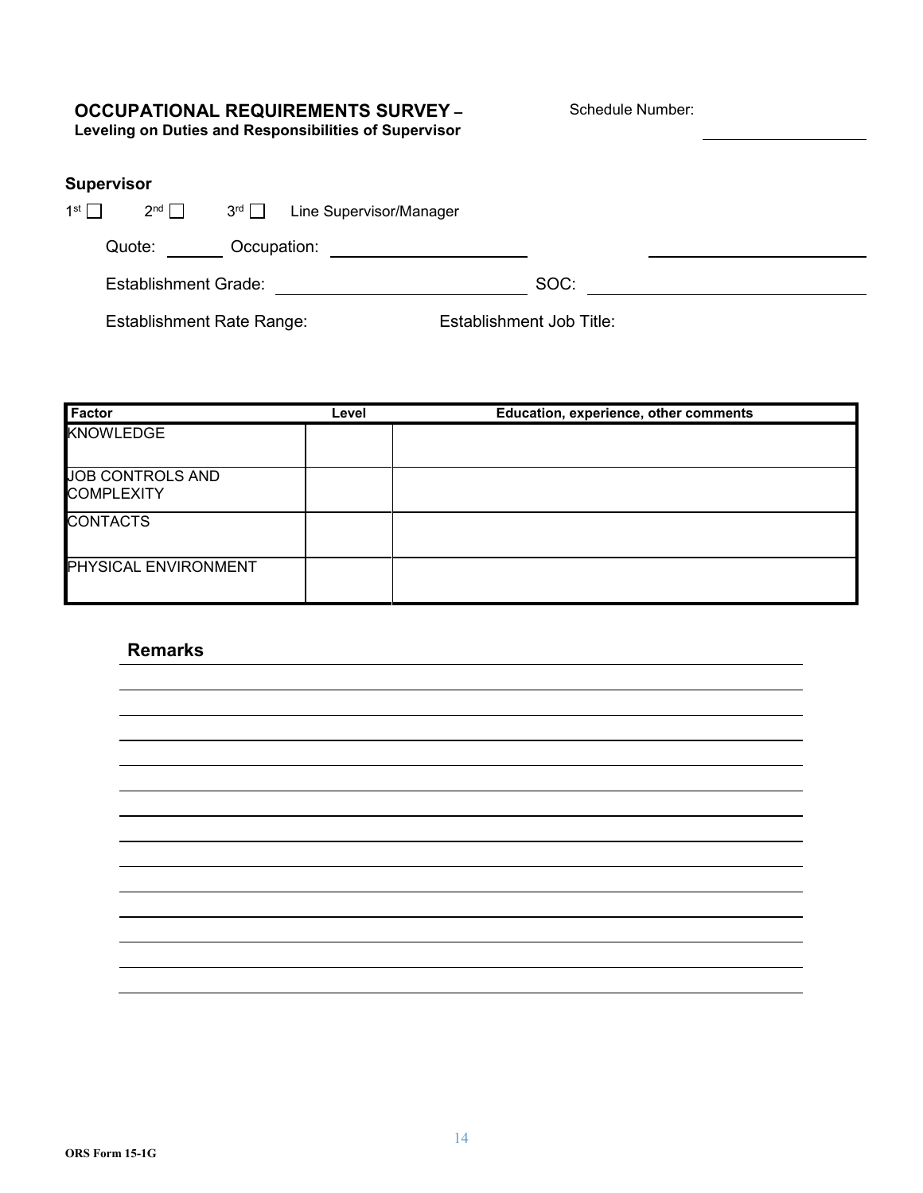# OCCUPATIONAL REQUIREMENTS SURVEY –

**Leveling on Duties and Responsibilities of Supervisor**

Schedule Number: ______________

## Supervisor

1st ☐ 2nd ☐ 3rd ☐ Line Supervisor/Manager

Quote: ______ Occupation: ____________________ ____________________

Establishment Grade: ____________________ SOC: ____________________

Establishment Rate Range: Establishment Job Title:

| Factor | Level | Education, experience, other comments |
|---|---|---|
| KNOWLEDGE | | |
| JOB CONTROLS AND COMPLEXITY | | |
| CONTACTS | | |
| PHYSICAL ENVIRONMENT | | |

## Remarks

_______________________________________________

_______________________________________________

_______________________________________________

_______________________________________________

_______________________________________________

_______________________________________________

_______________________________________________

_______________________________________________

_______________________________________________

_______________________________________________

_______________________________________________

_______________________________________________

_______________________________________________

ORS Form 15-1G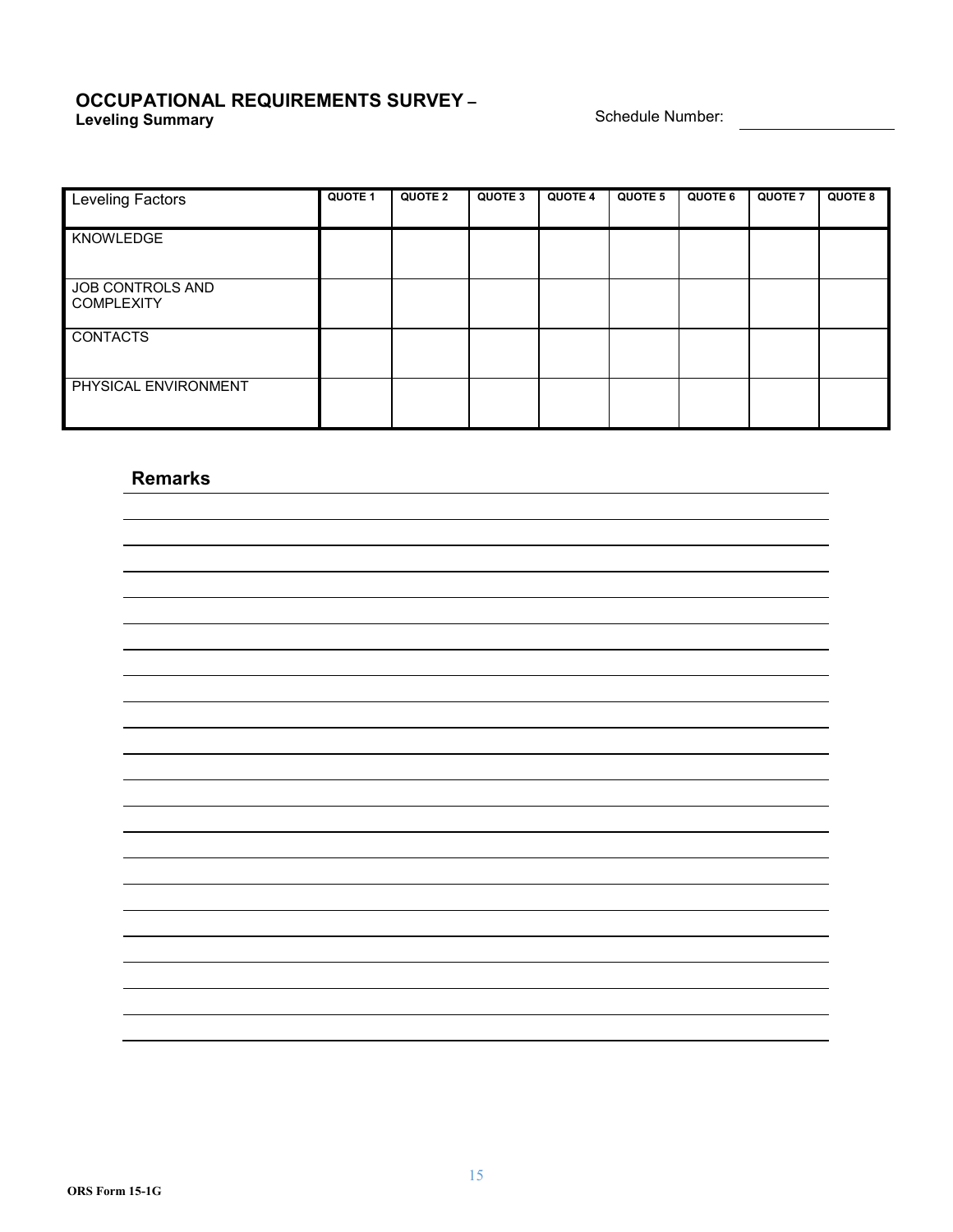# OCCUPATIONAL REQUIREMENTS SURVEY –

**Leveling Summary**

Schedule Number: ________________

| Leveling Factors | QUOTE 1 | QUOTE 2 | QUOTE 3 | QUOTE 4 | QUOTE 5 | QUOTE 6 | QUOTE 7 | QUOTE 8 |
|---|---|---|---|---|---|---|---|---|
| KNOWLEDGE | | | | | | | | |
| JOB CONTROLS AND COMPLEXITY | | | | | | | | |
| CONTACTS | | | | | | | | |
| PHYSICAL ENVIRONMENT | | | | | | | | |

## Remarks

ORS Form 15-1G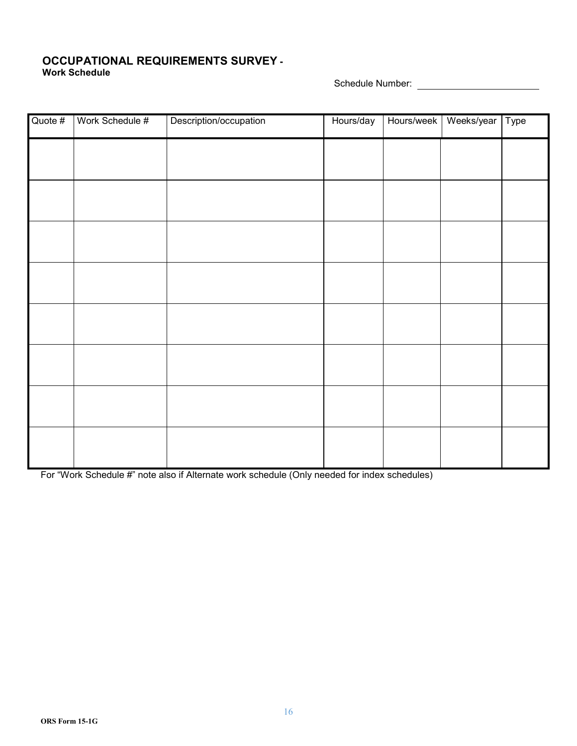# OCCUPATIONAL REQUIREMENTS SURVEY -

**Work Schedule**

Schedule Number: ______________________

| Quote # | Work Schedule # | Description/occupation | Hours/day | Hours/week | Weeks/year | Type |
|---|---|---|---|---|---|---|
| | | | | | | |
| | | | | | | |
| | | | | | | |
| | | | | | | |
| | | | | | | |
| | | | | | | |
| | | | | | | |
| | | | | | | |

For "Work Schedule #" note also if Alternate work schedule (Only needed for index schedules)

ORS Form 15-1G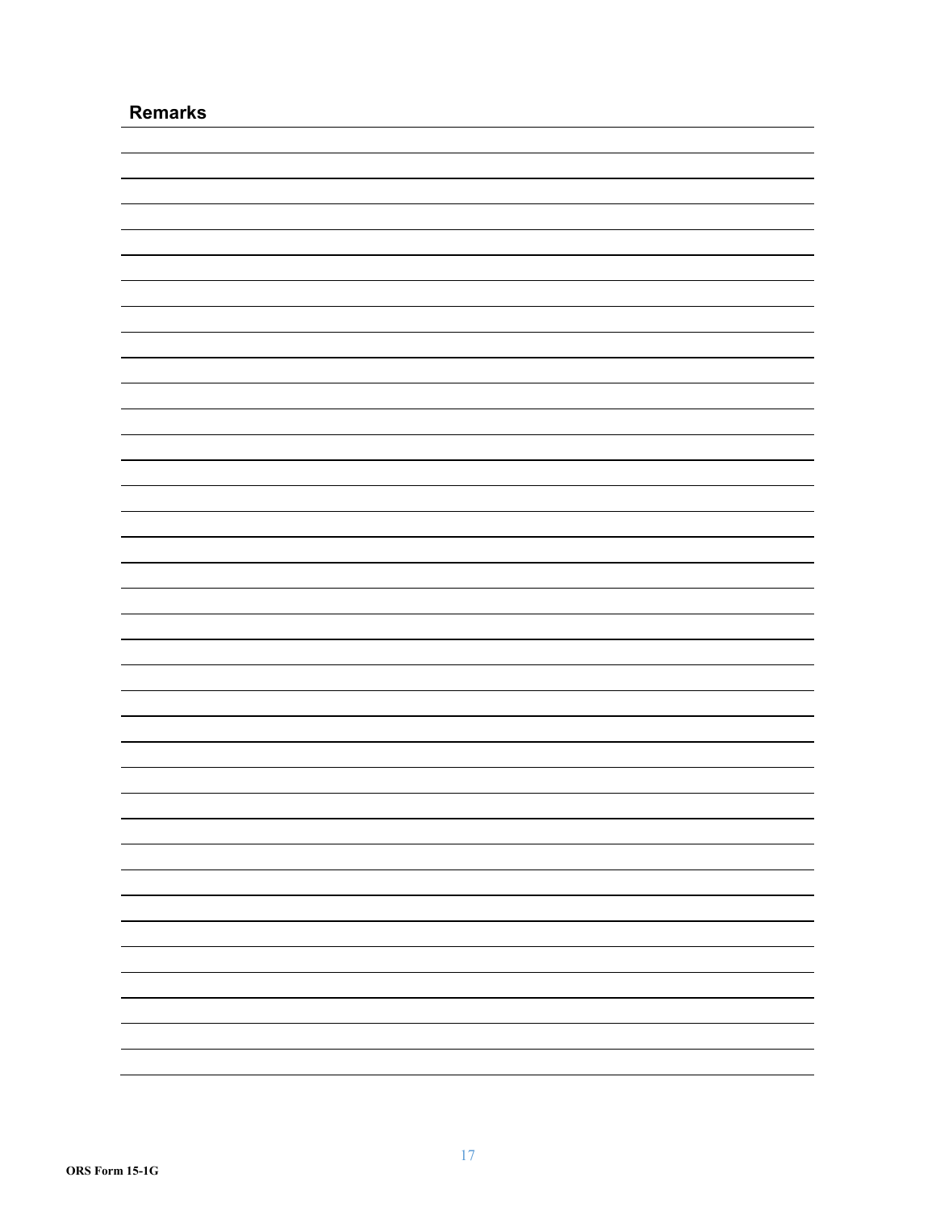## Remarks